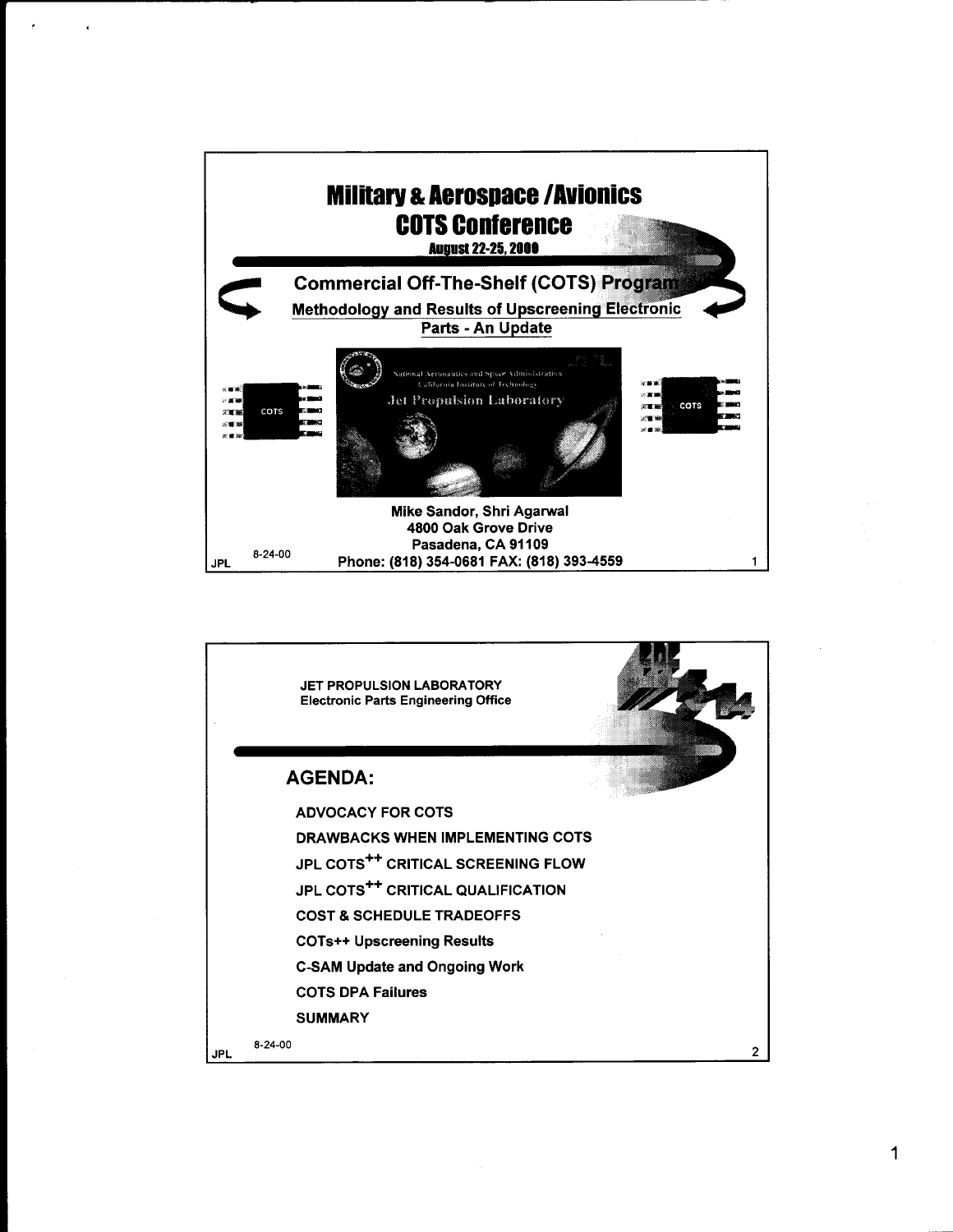# Military & Aerospace /Avionics COTS Conference

**August 22-25, 2000**

## Commercial Off-The-Shelf (COTS) Program

**Methodology and Results of Upscreening Electronic Parts - An Update**

National Aeronautics and Space Administration
California Institute of Technology
Jet Propulsion Laboratory

**Mike Sandor, Shri Agarwal**
**4800 Oak Grove Drive**
**Pasadena, CA 91109**
**Phone: (818) 354-0681 FAX: (818) 393-4559**

8-24-00

---

**JET PROPULSION LABORATORY**
**Electronic Parts Engineering Office**

## AGENDA:

- ADVOCACY FOR COTS
- DRAWBACKS WHEN IMPLEMENTING COTS
- JPL COTS++ CRITICAL SCREENING FLOW
- JPL COTS++ CRITICAL QUALIFICATION
- COST & SCHEDULE TRADEOFFS
- COTs++ Upscreening Results
- C-SAM Update and Ongoing Work
- COTS DPA Failures
- SUMMARY

8-24-00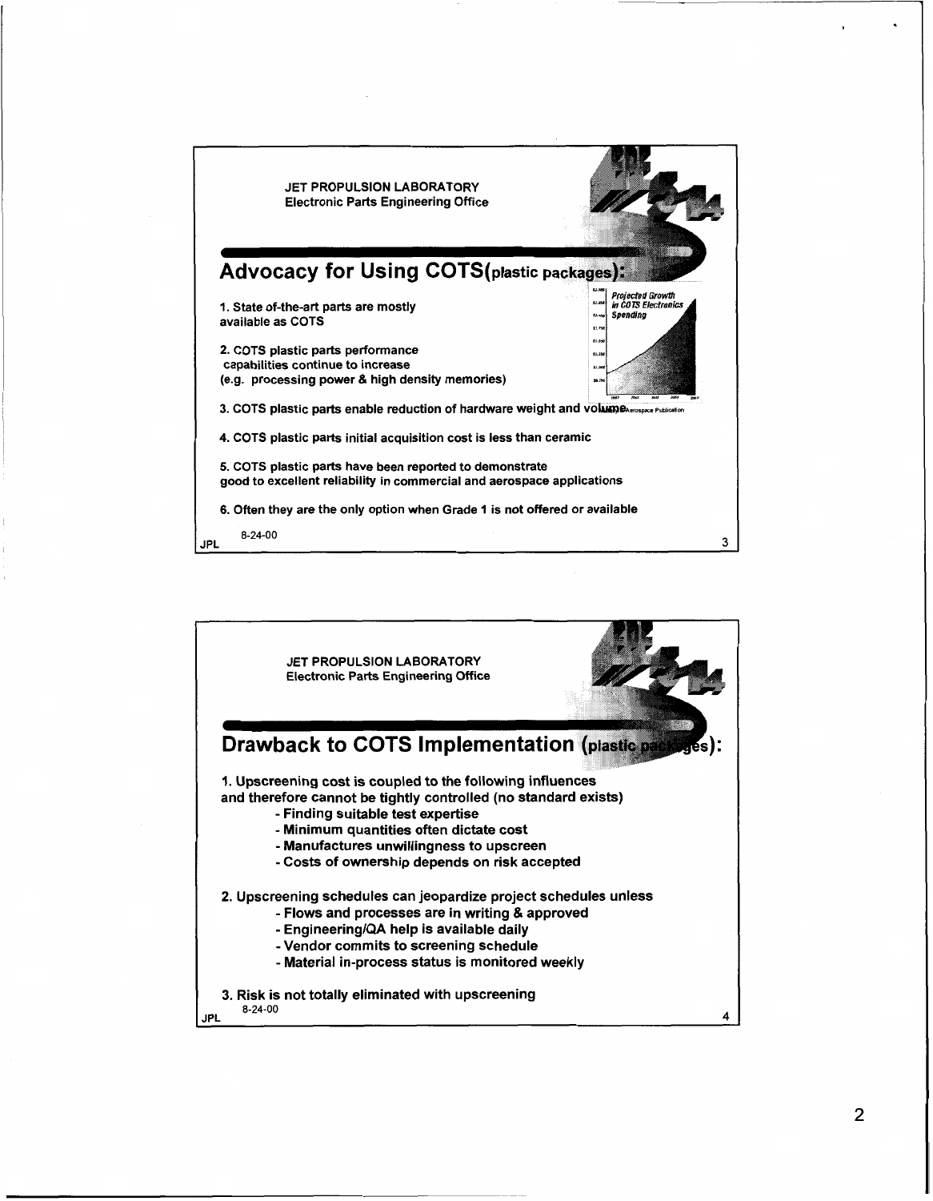JET PROPULSION LABORATORY
Electronic Parts Engineering Office

## Advocacy for Using COTS(plastic packages):

1. State of-the-art parts are mostly available as COTS

2. COTS plastic parts performance capabilities continue to increase (e.g. processing power & high density memories)

3. COTS plastic parts enable reduction of hardware weight and volume

4. COTS plastic parts initial acquisition cost is less than ceramic

5. COTS plastic parts have been reported to demonstrate good to excellent reliability in commercial and aerospace applications

6. Often they are the only option when Grade 1 is not offered or available

*Projected Growth in COTS Electronics Spending*

Aerospace Publication

8-24-00

JPL

---

JET PROPULSION LABORATORY
Electronic Parts Engineering Office

## Drawback to COTS Implementation (plastic packages):

1. Upscreening cost is coupled to the following influences and therefore cannot be tightly controlled (no standard exists)
   - Finding suitable test expertise
   - Minimum quantities often dictate cost
   - Manufactures unwillingness to upscreen
   - Costs of ownership depends on risk accepted

2. Upscreening schedules can jeopardize project schedules unless
   - Flows and processes are in writing & approved
   - Engineering/QA help is available daily
   - Vendor commits to screening schedule
   - Material in-process status is monitored weekly

3. Risk is not totally eliminated with upscreening

8-24-00

JPL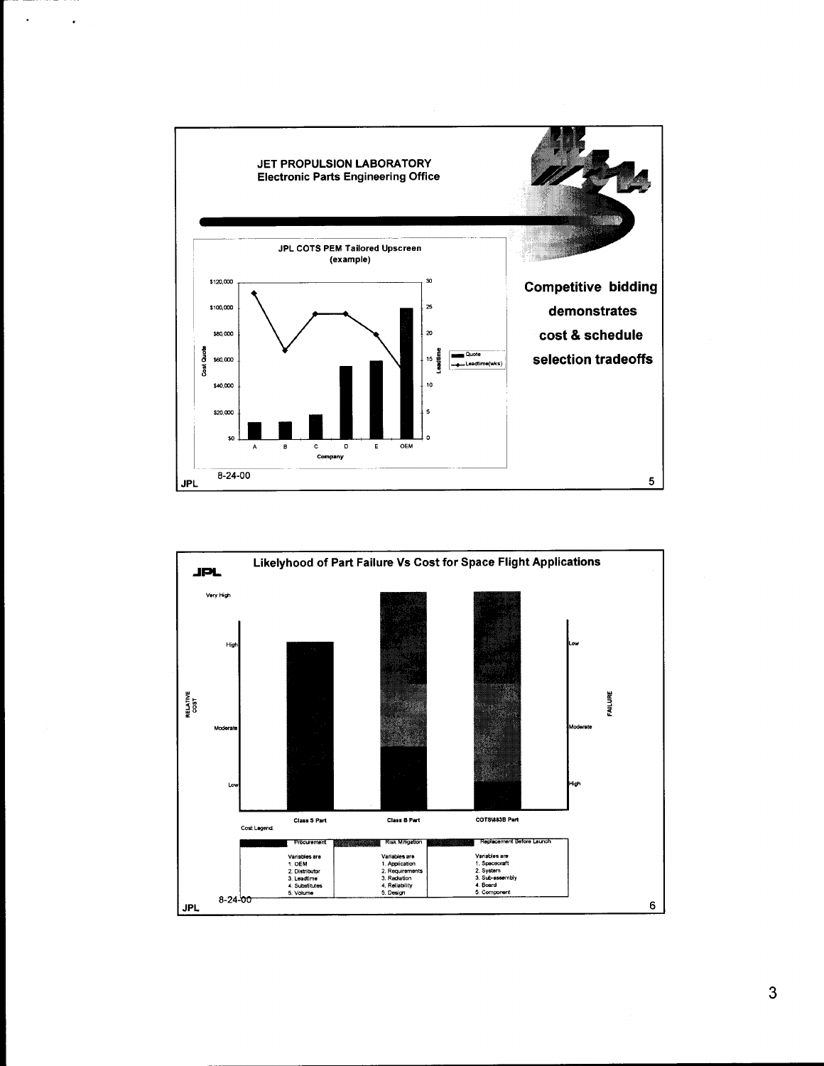## JET PROPULSION LABORATORY
### Electronic Parts Engineering Office

**JPL COTS PEM Tailored Upscreen (example)**

| Company | A | B | C | D | E | OEM |
|---|---|---|---|---|---|---|
| Cost Quote | | | | | | |
| Leadtime (wks) | | | | | | |

**Competitive bidding demonstrates cost & schedule selection tradeoffs**

8-24-00

---

## Likelyhood of Part Failure Vs Cost for Space Flight Applications

RELATIVE COST: Very High, High, Moderate, Low

FAILURE: Low, Moderate, High

Class S Part — Class B Part — COTS\883B Part

Cost Legend:

| Procurement | Risk Mitigation | Replacement Before Launch |
|---|---|---|
| Variables are<br>1. OEM<br>2. Distributor<br>3. Leadtime<br>4. Substitutes<br>5. Volume | Variables are<br>1. Application<br>2. Requirements<br>3. Radiation<br>4. Reliability<br>5. Design | Variables are<br>1. Spacecraft<br>2. System<br>3. Sub-assembly<br>4. Board<br>5. Component |

8-24-00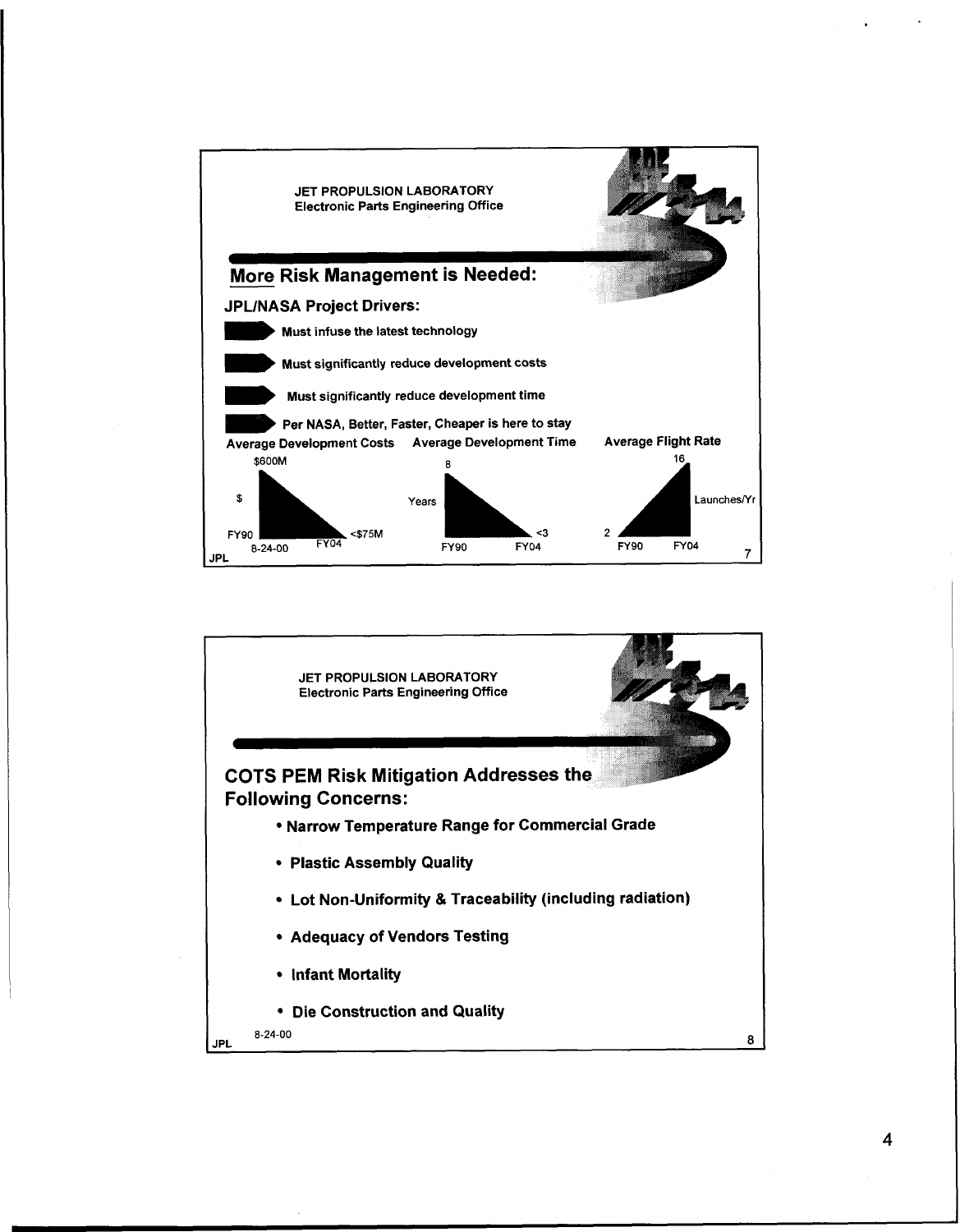JET PROPULSION LABORATORY
Electronic Parts Engineering Office

## More Risk Management is Needed:

### JPL/NASA Project Drivers:

- Must infuse the latest technology
- Must significantly reduce development costs
- Must significantly reduce development time
- Per NASA, Better, Faster, Cheaper is here to stay

| | FY90 | FY04 |
|---|---|---|
| Average Development Costs ($) | $600M | <$75M |
| Average Development Time (Years) | 8 | <3 |
| Average Flight Rate (Launches/Yr) | 2 | 16 |

8-24-00

JPL

---

JET PROPULSION LABORATORY
Electronic Parts Engineering Office

## COTS PEM Risk Mitigation Addresses the Following Concerns:

- Narrow Temperature Range for Commercial Grade
- Plastic Assembly Quality
- Lot Non-Uniformity & Traceability (including radiation)
- Adequacy of Vendors Testing
- Infant Mortality
- Die Construction and Quality

8-24-00

JPL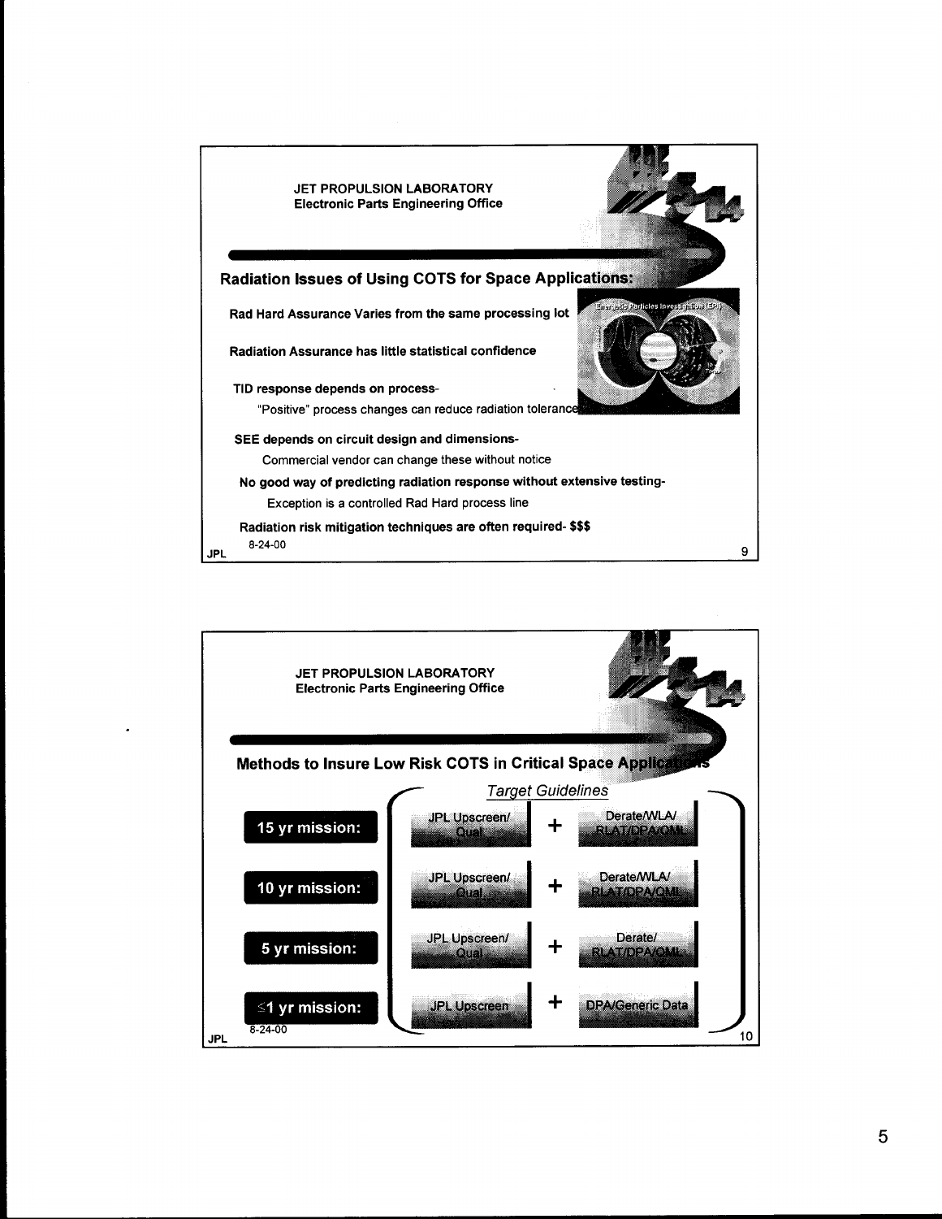JET PROPULSION LABORATORY
Electronic Parts Engineering Office

## Radiation Issues of Using COTS for Space Applications:

**Rad Hard Assurance Varies from the same processing lot**

**Radiation Assurance has little statistical confidence**

**TID response depends on process-**

"Positive" process changes can reduce radiation tolerance

**SEE depends on circuit design and dimensions-**

Commercial vendor can change these without notice

**No good way of predicting radiation response without extensive testing-**

Exception is a controlled Rad Hard process line

**Radiation risk mitigation techniques are often required- $$$**

8-24-00

JET PROPULSION LABORATORY
Electronic Parts Engineering Office

## Methods to Insure Low Risk COTS in Critical Space Applications

*Target Guidelines*

| Mission | | | |
|---|---|---|---|
| **15 yr mission:** | JPL Upscreen/ Qual | + | Derate/WLA/ RLAT/DPA/QML |
| **10 yr mission:** | JPL Upscreen/ Qual | + | Derate/WLA/ RLAT/DPA/QML |
| **5 yr mission:** | JPL Upscreen/ Qual | + | Derate/ RLAT/DPA/QML |
| **≤1 yr mission:** | JPL Upscreen | + | DPA/Generic Data |

8-24-00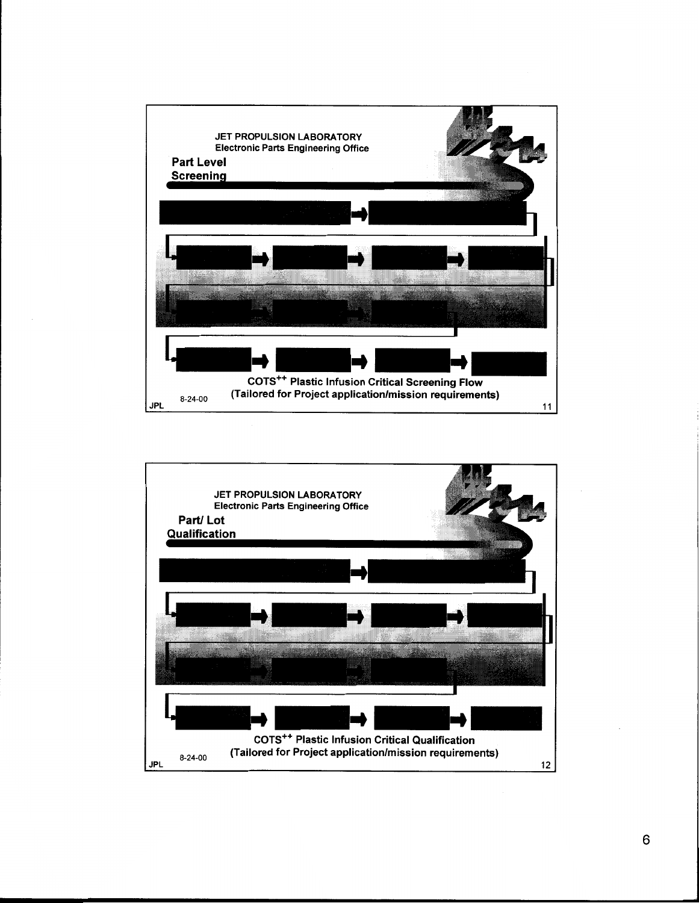JET PROPULSION LABORATORY
Electronic Parts Engineering Office

## Part Level Screening

COTS$^{++}$ Plastic Infusion Critical Screening Flow
(Tailored for Project application/mission requirements)

8-24-00

JET PROPULSION LABORATORY
Electronic Parts Engineering Office

## Part/ Lot Qualification

COTS$^{++}$ Plastic Infusion Critical Qualification
(Tailored for Project application/mission requirements)

8-24-00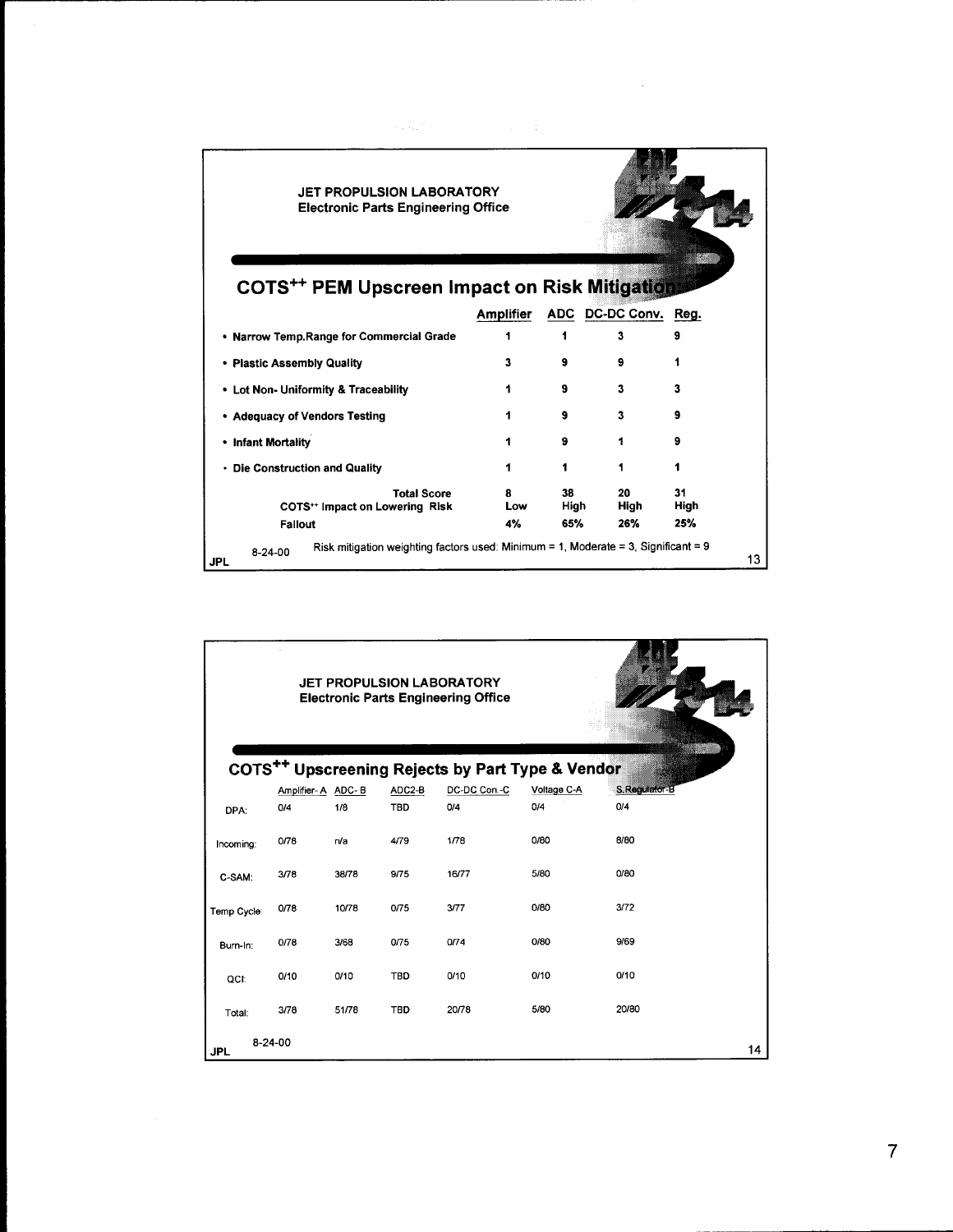JET PROPULSION LABORATORY
Electronic Parts Engineering Office

## COTS++ PEM Upscreen Impact on Risk Mitigation

| | Amplifier | ADC | DC-DC Conv. | Reg. |
|---|---|---|---|---|
| • Narrow Temp.Range for Commercial Grade | 1 | 1 | 3 | 9 |
| • Plastic Assembly Quality | 3 | 9 | 9 | 1 |
| • Lot Non- Uniformity & Traceability | 1 | 9 | 3 | 3 |
| • Adequacy of Vendors Testing | 1 | 9 | 3 | 9 |
| • Infant Mortality | 1 | 9 | 1 | 9 |
| • Die Construction and Quality | 1 | 1 | 1 | 1 |
| Total Score | 8 | 38 | 20 | 31 |
| COTS++ Impact on Lowering Risk | Low | High | High | High |
| Fallout | 4% | 65% | 26% | 25% |

Risk mitigation weighting factors used: Minimum = 1, Moderate = 3, Significant = 9

8-24-00

JET PROPULSION LABORATORY
Electronic Parts Engineering Office

## COTS++ Upscreening Rejects by Part Type & Vendor

| | Amplifier- A | ADC- B | ADC2-B | DC-DC Con.-C | Voltage C-A | S.Regulator-B |
|---|---|---|---|---|---|---|
| DPA: | 0/4 | 1/8 | TBD | 0/4 | 0/4 | 0/4 |
| Incoming: | 0/78 | n/a | 4/79 | 1/78 | 0/80 | 8/80 |
| C-SAM: | 3/78 | 38/78 | 9/75 | 16/77 | 5/80 | 0/80 |
| Temp Cycle: | 0/78 | 10/78 | 0/75 | 3/77 | 0/80 | 3/72 |
| Burn-In: | 0/78 | 3/68 | 0/75 | 0/74 | 0/80 | 9/69 |
| QCI: | 0/10 | 0/10 | TBD | 0/10 | 0/10 | 0/10 |
| Total: | 3/78 | 51/78 | TBD | 20/78 | 5/80 | 20/80 |

8-24-00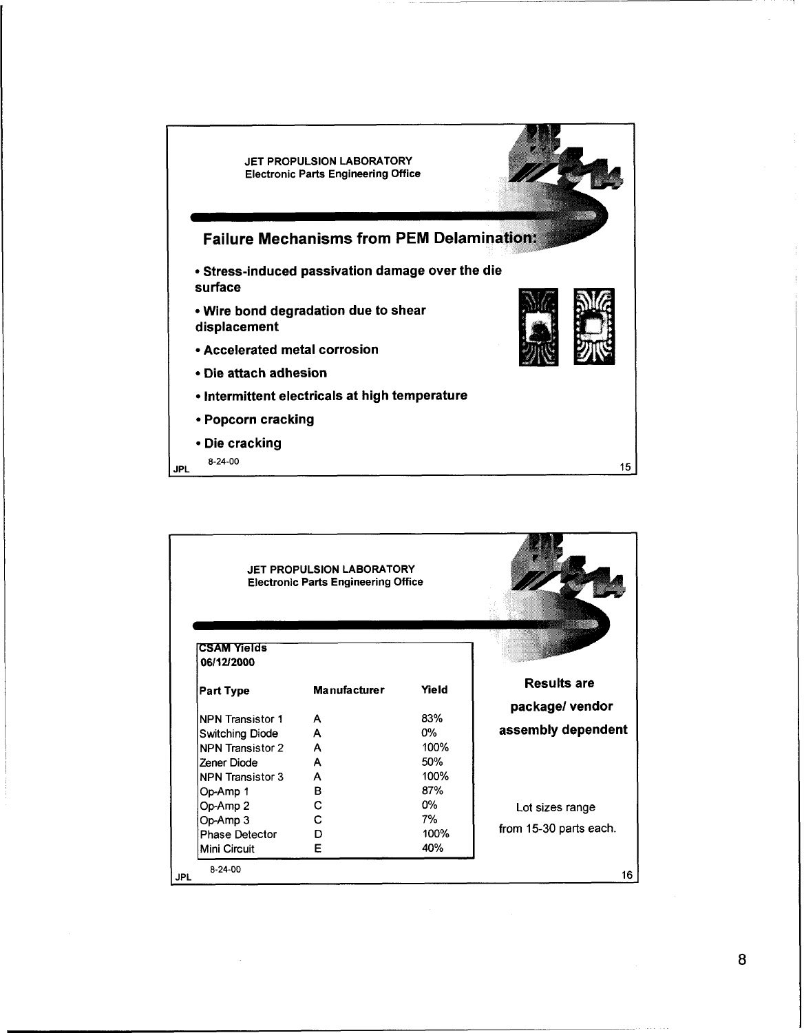JET PROPULSION LABORATORY
Electronic Parts Engineering Office

## Failure Mechanisms from PEM Delamination:

- Stress-induced passivation damage over the die surface
- Wire bond degradation due to shear displacement
- Accelerated metal corrosion
- Die attach adhesion
- Intermittent electricals at high temperature
- Popcorn cracking
- Die cracking

8-24-00

JPL

JET PROPULSION LABORATORY
Electronic Parts Engineering Office

**CSAM Yields**
**06/12/2000**

| Part Type | Manufacturer | Yield |
|---|---|---|
| NPN Transistor 1 | A | 83% |
| Switching Diode | A | 0% |
| NPN Transistor 2 | A | 100% |
| Zener Diode | A | 50% |
| NPN Transistor 3 | A | 100% |
| Op-Amp 1 | B | 87% |
| Op-Amp 2 | C | 0% |
| Op-Amp 3 | C | 7% |
| Phase Detector | D | 100% |
| Mini Circuit | E | 40% |

**Results are package/ vendor assembly dependent**

Lot sizes range from 15-30 parts each.

8-24-00

JPL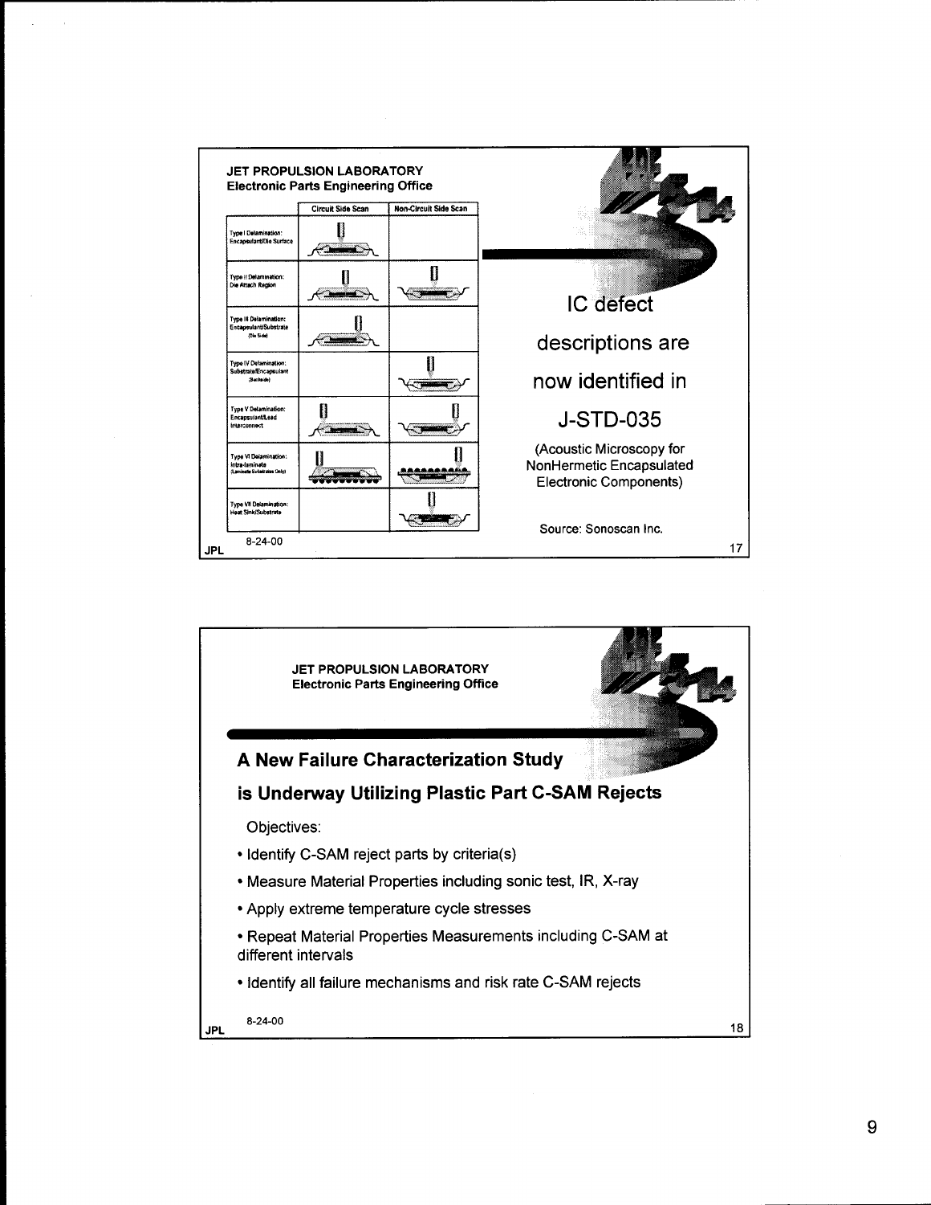**JET PROPULSION LABORATORY**
**Electronic Parts Engineering Office**

| | Circuit Side Scan | Non-Circuit Side Scan |
|---|---|---|
| Type I Delamination: Encapsulant/Die Surface | | |
| Type II Delamination: Die Attach Region | | |
| Type III Delamination: Encapsulant/Substrate (Die Side) | | |
| Type IV Delamination: Substrate/Encapsulant (Backside) | | |
| Type V Delamination: Encapsulant/Lead Interconnect | | |
| Type VI Delamination: Intra-laminate (Laminate Substrates Only) | | |
| Type VII Delamination: Heat Sink/Substrate | | |

IC defect descriptions are now identified in J-STD-035

(Acoustic Microscopy for NonHermetic Encapsulated Electronic Components)

Source: Sonoscan Inc.

8-24-00

---

**JET PROPULSION LABORATORY**
**Electronic Parts Engineering Office**

## A New Failure Characterization Study is Underway Utilizing Plastic Part C-SAM Rejects

Objectives:

- Identify C-SAM reject parts by criteria(s)
- Measure Material Properties including sonic test, IR, X-ray
- Apply extreme temperature cycle stresses
- Repeat Material Properties Measurements including C-SAM at different intervals
- Identify all failure mechanisms and risk rate C-SAM rejects

8-24-00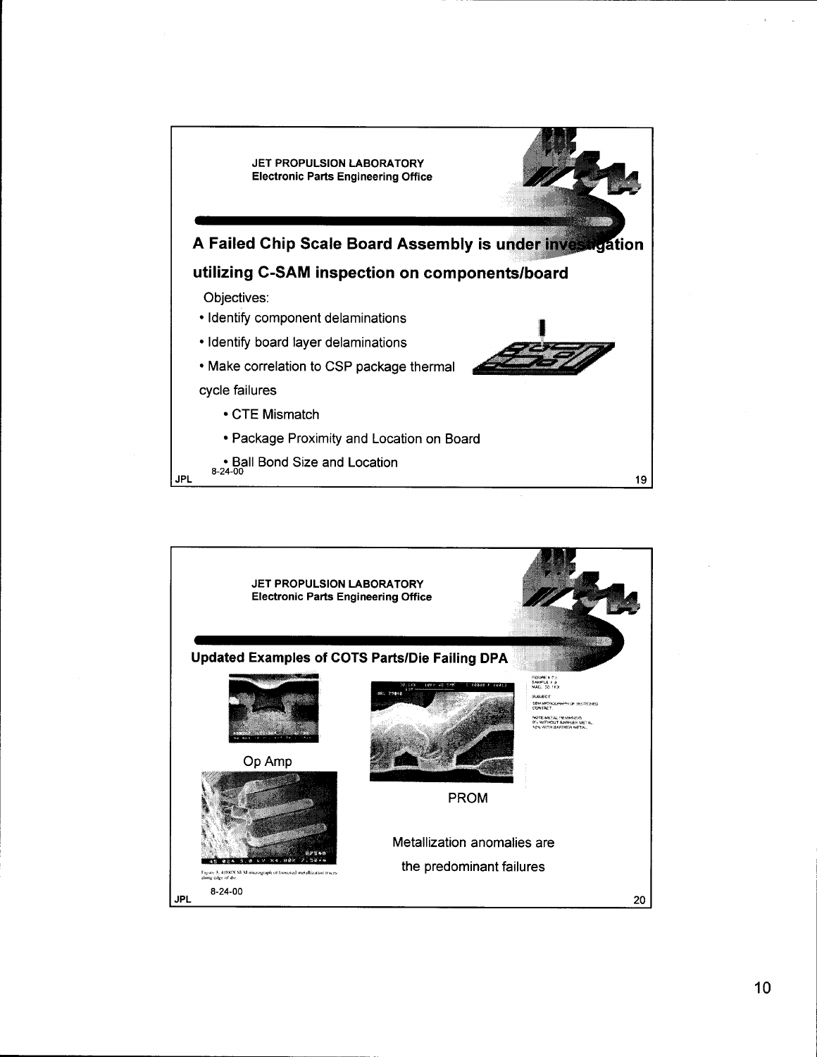JET PROPULSION LABORATORY
Electronic Parts Engineering Office

## A Failed Chip Scale Board Assembly is under investigation utilizing C-SAM inspection on components/board

Objectives:

- Identify component delaminations
- Identify board layer delaminations
- Make correlation to CSP package thermal cycle failures
  - CTE Mismatch
  - Package Proximity and Location on Board
  - Ball Bond Size and Location

8-24-00

JPL

JET PROPULSION LABORATORY
Electronic Parts Engineering Office

## Updated Examples of COTS Parts/Die Failing DPA

Op Amp

PROM

Metallization anomalies are the predominant failures

8-24-00

JPL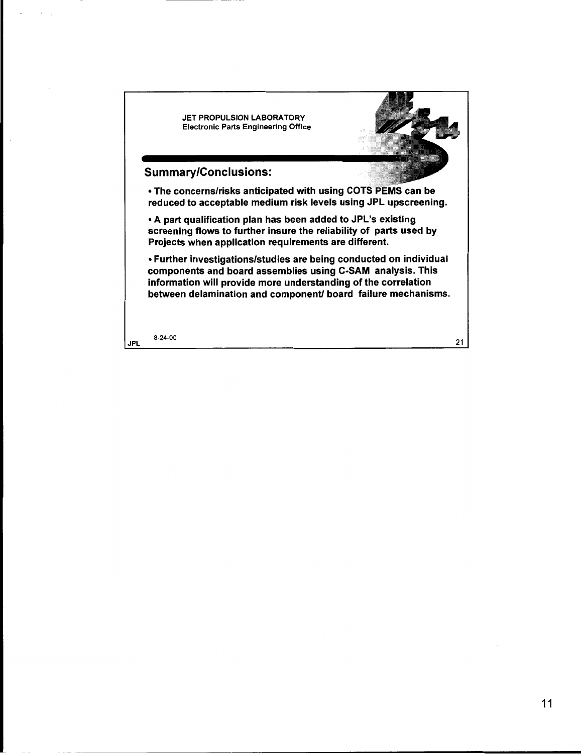JET PROPULSION LABORATORY
Electronic Parts Engineering Office

## Summary/Conclusions:

- The concerns/risks anticipated with using COTS PEMS can be reduced to acceptable medium risk levels using JPL upscreening.
- A part qualification plan has been added to JPL's existing screening flows to further insure the reliability of parts used by Projects when application requirements are different.
- Further investigations/studies are being conducted on individual components and board assemblies using C-SAM analysis. This information will provide more understanding of the correlation between delamination and component/ board failure mechanisms.

8-24-00